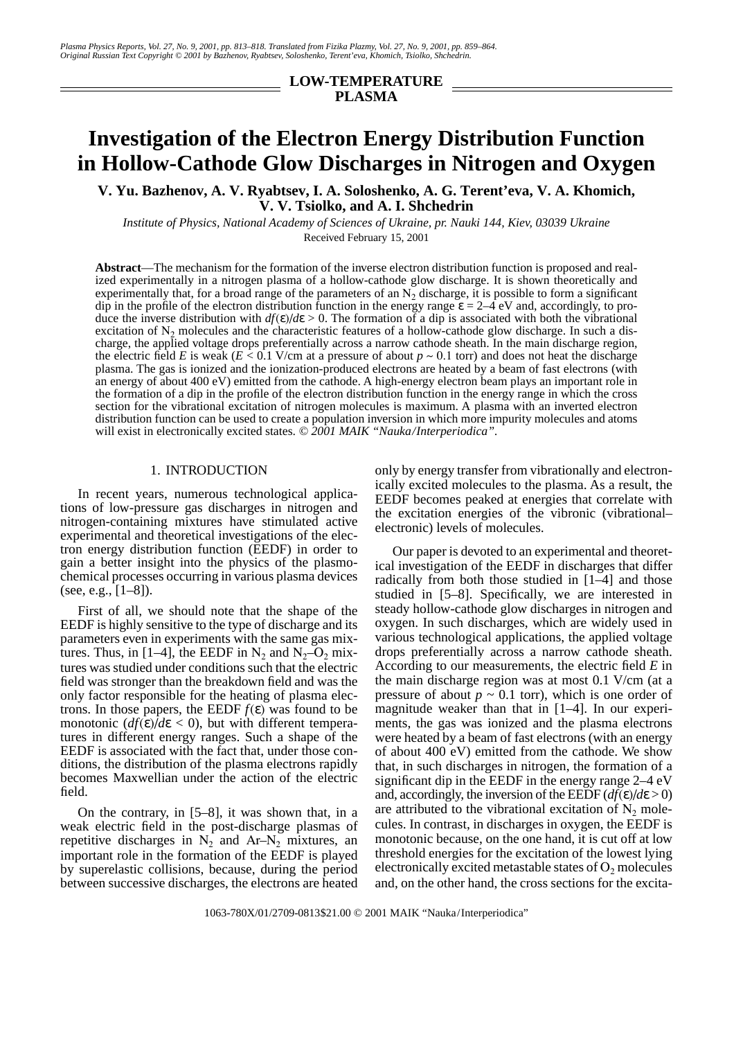LOW-TEMPERATURE PLASMA

# Investigation of the Electron Energy Distribution Function in Hollow-Cathode Glow Discharges in Nitrogen and Oxygen

**V. Yu. Bazhenov, A. V. Ryabtsev, I. A. Soloshenko, A. G. Terent'eva, V. A. Khomich, V. V. Tsiolko, and A. I. Shchedrin**

*Institute of Physics, National Academy of Sciences of Ukraine, pr. Nauki 144, Kiev, 03039 Ukraine*

Received February 15, 2001

**Abstract**—The mechanism for the formation of the inverse electron distribution function is proposed and realized experimentally in a nitrogen plasma of a hollow-cathode glow discharge. It is shown theoretically and experimentally that, for a broad range of the parameters of an $N_2$ discharge, it is possible to form a significant dip in the profile of the electron distribution function in the energy range $\varepsilon = 2$–$4$ eV and, accordingly, to produce the inverse distribution with $df(\varepsilon)/d\varepsilon > 0$. The formation of a dip is associated with both the vibrational excitation of $N_2$ molecules and the characteristic features of a hollow-cathode glow discharge. In such a discharge, the applied voltage drops preferentially across a narrow cathode sheath. In the main discharge region, the electric field $E$ is weak ($E < 0.1$ V/cm at a pressure of about $p \sim 0.1$ torr) and does not heat the discharge plasma. The gas is ionized and the ionization-produced electrons are heated by a beam of fast electrons (with an energy of about 400 eV) emitted from the cathode. A high-energy electron beam plays an important role in the formation of a dip in the profile of the electron distribution function in the energy range in which the cross section for the vibrational excitation of nitrogen molecules is maximum. A plasma with an inverted electron distribution function can be used to create a population inversion in which more impurity molecules and atoms will exist in electronically excited states. © *2001 MAIK "Nauka/Interperiodica".*

## 1. INTRODUCTION

In recent years, numerous technological applications of low-pressure gas discharges in nitrogen and nitrogen-containing mixtures have stimulated active experimental and theoretical investigations of the electron energy distribution function (EEDF) in order to gain a better insight into the physics of the plasmochemical processes occurring in various plasma devices (see, e.g., [1–8]).

First of all, we should note that the shape of the EEDF is highly sensitive to the type of discharge and its parameters even in experiments with the same gas mixtures. Thus, in [1–4], the EEDF in $N_2$ and $N_2$–$O_2$ mixtures was studied under conditions such that the electric field was stronger than the breakdown field and was the only factor responsible for the heating of plasma electrons. In those papers, the EEDF $f(\varepsilon)$ was found to be monotonic ($df(\varepsilon)/d\varepsilon < 0$), but with different temperatures in different energy ranges. Such a shape of the EEDF is associated with the fact that, under those conditions, the distribution of the plasma electrons rapidly becomes Maxwellian under the action of the electric field.

On the contrary, in [5–8], it was shown that, in a weak electric field in the post-discharge plasmas of repetitive discharges in $N_2$ and Ar–$N_2$ mixtures, an important role in the formation of the EEDF is played by superelastic collisions, because, during the period between successive discharges, the electrons are heated only by energy transfer from vibrationally and electronically excited molecules to the plasma. As a result, the EEDF becomes peaked at energies that correlate with the excitation energies of the vibronic (vibrational–electronic) levels of molecules.

Our paper is devoted to an experimental and theoretical investigation of the EEDF in discharges that differ radically from both those studied in [1–4] and those studied in [5–8]. Specifically, we are interested in steady hollow-cathode glow discharges in nitrogen and oxygen. In such discharges, which are widely used in various technological applications, the applied voltage drops preferentially across a narrow cathode sheath. According to our measurements, the electric field $E$ in the main discharge region was at most 0.1 V/cm (at a pressure of about $p \sim 0.1$ torr), which is one order of magnitude weaker than that in [1–4]. In our experiments, the gas was ionized and the plasma electrons were heated by a beam of fast electrons (with an energy of about 400 eV) emitted from the cathode. We show that, in such discharges in nitrogen, the formation of a significant dip in the EEDF in the energy range 2–4 eV and, accordingly, the inversion of the EEDF ($df(\varepsilon)/d\varepsilon > 0$) are attributed to the vibrational excitation of $N_2$ molecules. In contrast, in discharges in oxygen, the EEDF is monotonic because, on the one hand, it is cut off at low threshold energies for the excitation of the lowest lying electronically excited metastable states of $O_2$ molecules and, on the other hand, the cross sections for the excita-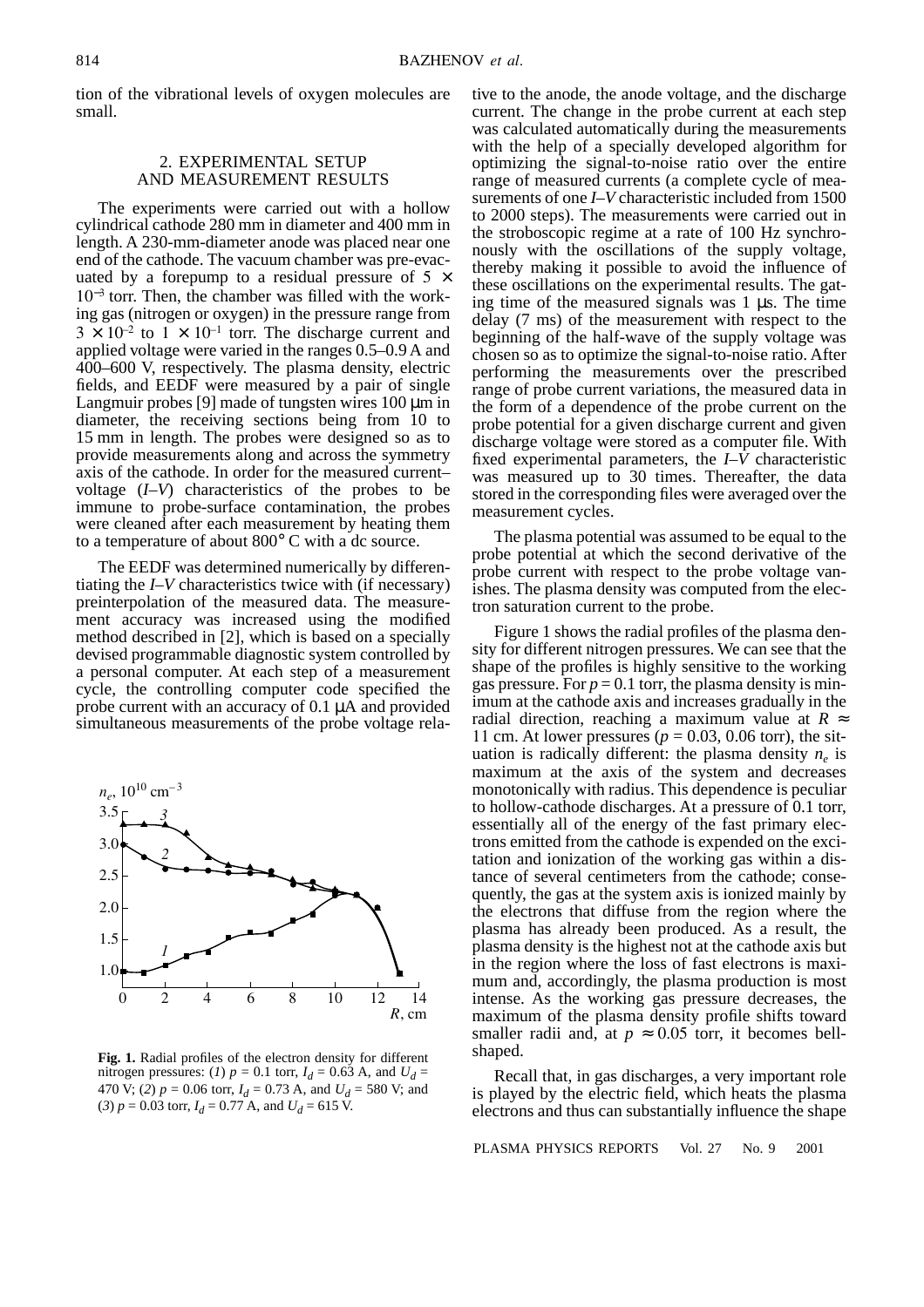tion of the vibrational levels of oxygen molecules are small.

## 2. EXPERIMENTAL SETUP AND MEASUREMENT RESULTS

The experiments were carried out with a hollow cylindrical cathode 280 mm in diameter and 400 mm in length. A 230-mm-diameter anode was placed near one end of the cathode. The vacuum chamber was pre-evacuated by a forepump to a residual pressure of $5 \times 10^{-3}$ torr. Then, the chamber was filled with the working gas (nitrogen or oxygen) in the pressure range from $3 \times 10^{-2}$ to $1 \times 10^{-1}$ torr. The discharge current and applied voltage were varied in the ranges 0.5–0.9 A and 400–600 V, respectively. The plasma density, electric fields, and EEDF were measured by a pair of single Langmuir probes [9] made of tungsten wires 100 μm in diameter, the receiving sections being from 10 to 15 mm in length. The probes were designed so as to provide measurements along and across the symmetry axis of the cathode. In order for the measured current–voltage (*I–V*) characteristics of the probes to be immune to probe-surface contamination, the probes were cleaned after each measurement by heating them to a temperature of about 800° C with a dc source.

The EEDF was determined numerically by differentiating the *I–V* characteristics twice with (if necessary) preinterpolation of the measured data. The measurement accuracy was increased using the modified method described in [2], which is based on a specially devised programmable diagnostic system controlled by a personal computer. At each step of a measurement cycle, the controlling computer code specified the probe current with an accuracy of 0.1 μA and provided simultaneous measurements of the probe voltage relative to the anode, the anode voltage, and the discharge current. The change in the probe current at each step was calculated automatically during the measurements with the help of a specially developed algorithm for optimizing the signal-to-noise ratio over the entire range of measured currents (a complete cycle of measurements of one *I–V* characteristic included from 1500 to 2000 steps). The measurements were carried out in the stroboscopic regime at a rate of 100 Hz synchronously with the oscillations of the supply voltage, thereby making it possible to avoid the influence of these oscillations on the experimental results. The gating time of the measured signals was 1 μs. The time delay (7 ms) of the measurement with respect to the beginning of the half-wave of the supply voltage was chosen so as to optimize the signal-to-noise ratio. After performing the measurements over the prescribed range of probe current variations, the measured data in the form of a dependence of the probe current on the probe potential for a given discharge current and given discharge voltage were stored as a computer file. With fixed experimental parameters, the *I–V* characteristic was measured up to 30 times. Thereafter, the data stored in the corresponding files were averaged over the measurement cycles.

The plasma potential was assumed to be equal to the probe potential at which the second derivative of the probe current with respect to the probe voltage vanishes. The plasma density was computed from the electron saturation current to the probe.

**Fig. 1.** Radial profiles of the electron density for different nitrogen pressures: (*1*) $p = 0.1$ torr, $I_d = 0.63$ A, and $U_d = 470$ V; (*2*) $p = 0.06$ torr, $I_d = 0.73$ A, and $U_d = 580$ V; and (*3*) $p = 0.03$ torr, $I_d = 0.77$ A, and $U_d = 615$ V.

Figure 1 shows the radial profiles of the plasma density for different nitrogen pressures. We can see that the shape of the profiles is highly sensitive to the working gas pressure. For $p = 0.1$ torr, the plasma density is minimum at the cathode axis and increases gradually in the radial direction, reaching a maximum value at $R \approx 11$ cm. At lower pressures ($p = 0.03$, $0.06$ torr), the situation is radically different: the plasma density $n_e$ is maximum at the axis of the system and decreases monotonically with radius. This dependence is peculiar to hollow-cathode discharges. At a pressure of 0.1 torr, essentially all of the energy of the fast primary electrons emitted from the cathode is expended on the excitation and ionization of the working gas within a distance of several centimeters from the cathode; consequently, the gas at the system axis is ionized mainly by the electrons that diffuse from the region where the plasma has already been produced. As a result, the plasma density is the highest not at the cathode axis but in the region where the loss of fast electrons is maximum and, accordingly, the plasma production is most intense. As the working gas pressure decreases, the maximum of the plasma density profile shifts toward smaller radii and, at $p \approx 0.05$ torr, it becomes bell-shaped.

Recall that, in gas discharges, a very important role is played by the electric field, which heats the plasma electrons and thus can substantially influence the shape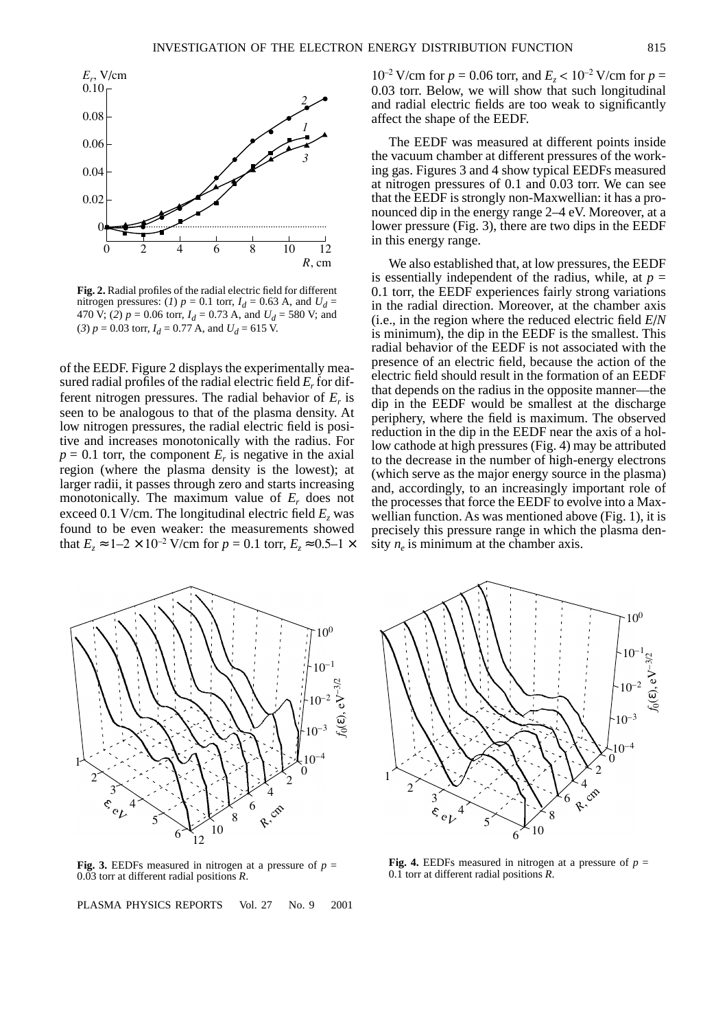**Fig. 2.** Radial profiles of the radial electric field for different nitrogen pressures: (*1*) $p = 0.1$ torr, $I_d = 0.63$ A, and $U_d = 470$ V; (*2*) $p = 0.06$ torr, $I_d = 0.73$ A, and $U_d = 580$ V; and (*3*) $p = 0.03$ torr, $I_d = 0.77$ A, and $U_d = 615$ V.

of the EEDF. Figure 2 displays the experimentally measured radial profiles of the radial electric field $E_r$ for different nitrogen pressures. The radial behavior of $E_r$ is seen to be analogous to that of the plasma density. At low nitrogen pressures, the radial electric field is positive and increases monotonically with the radius. For $p = 0.1$ torr, the component $E_r$ is negative in the axial region (where the plasma density is the lowest); at larger radii, it passes through zero and starts increasing monotonically. The maximum value of $E_r$ does not exceed 0.1 V/cm. The longitudinal electric field $E_z$ was found to be even weaker: the measurements showed that $E_z \approx 1$–$2 \times 10^{-2}$ V/cm for $p = 0.1$ torr, $E_z \approx 0.5$–$1 \times 10^{-2}$ V/cm for $p = 0.06$ torr, and $E_z < 10^{-2}$ V/cm for $p = 0.03$ torr. Below, we will show that such longitudinal and radial electric fields are too weak to significantly affect the shape of the EEDF.

The EEDF was measured at different points inside the vacuum chamber at different pressures of the working gas. Figures 3 and 4 show typical EEDFs measured at nitrogen pressures of 0.1 and 0.03 torr. We can see that the EEDF is strongly non-Maxwellian: it has a pronounced dip in the energy range 2–4 eV. Moreover, at a lower pressure (Fig. 3), there are two dips in the EEDF in this energy range.

We also established that, at low pressures, the EEDF is essentially independent of the radius, while, at $p = 0.1$ torr, the EEDF experiences fairly strong variations in the radial direction. Moreover, at the chamber axis (i.e., in the region where the reduced electric field $E/N$ is minimum), the dip in the EEDF is the smallest. This radial behavior of the EEDF is not associated with the presence of an electric field, because the action of the electric field should result in the formation of an EEDF that depends on the radius in the opposite manner—the dip in the EEDF would be smallest at the discharge periphery, where the field is maximum. The observed reduction in the dip in the EEDF near the axis of a hollow cathode at high pressures (Fig. 4) may be attributed to the decrease in the number of high-energy electrons (which serve as the major energy source in the plasma) and, accordingly, to an increasingly important role of the processes that force the EEDF to evolve into a Maxwellian function. As was mentioned above (Fig. 1), it is precisely this pressure range in which the plasma density $n_e$ is minimum at the chamber axis.

**Fig. 3.** EEDFs measured in nitrogen at a pressure of $p = 0.03$ torr at different radial positions $R$.

**Fig. 4.** EEDFs measured in nitrogen at a pressure of $p = 0.1$ torr at different radial positions $R$.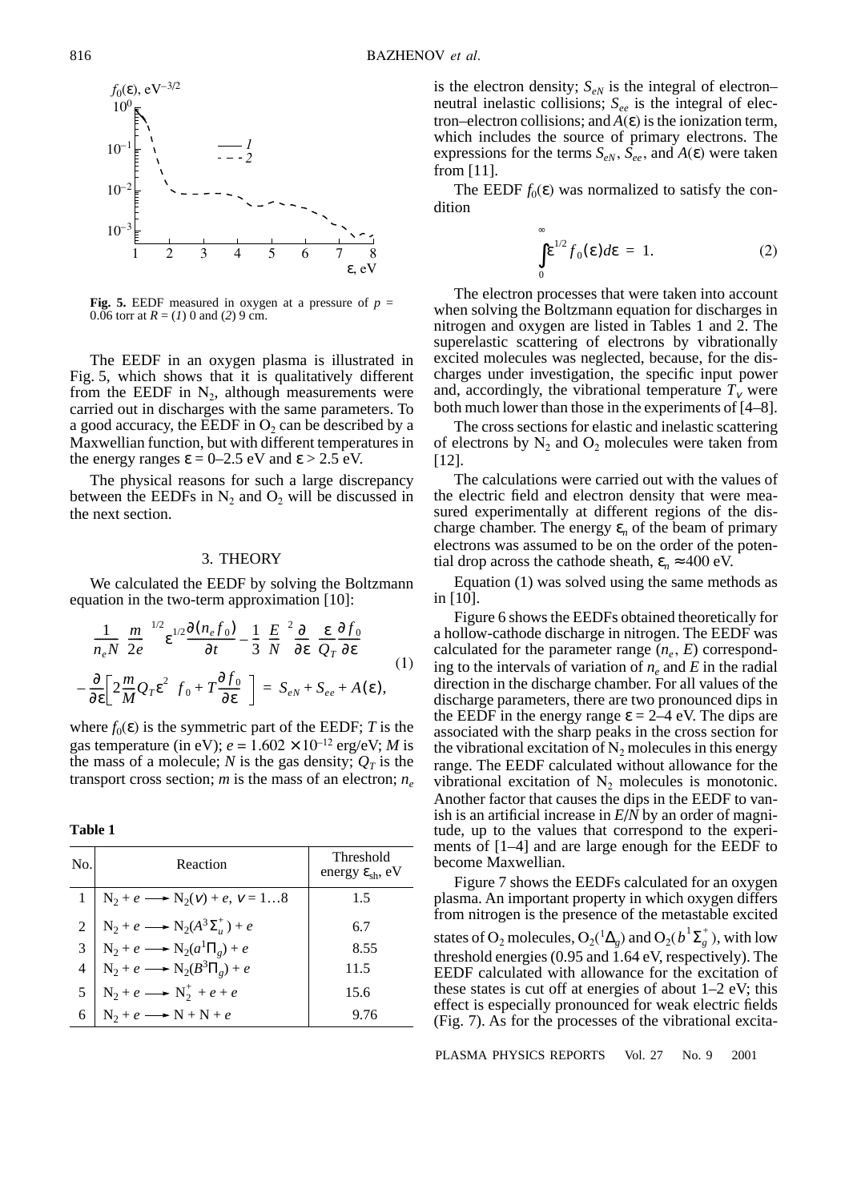Fig. 5. EEDF measured in oxygen at a pressure of $p$ = 0.06 torr at $R$ = (*1*) 0 and (*2*) 9 cm.

The EEDF in an oxygen plasma is illustrated in Fig. 5, which shows that it is qualitatively different from the EEDF in $N_2$, although measurements were carried out in discharges with the same parameters. To a good accuracy, the EEDF in $O_2$ can be described by a Maxwellian function, but with different temperatures in the energy ranges $\varepsilon$ = 0–2.5 eV and $\varepsilon$ > 2.5 eV.

The physical reasons for such a large discrepancy between the EEDFs in $N_2$ and $O_2$ will be discussed in the next section.

## 3. THEORY

We calculated the EEDF by solving the Boltzmann equation in the two-term approximation [10]:

$$\frac{1}{n_e N}\left(\frac{m}{2e}\right)^{1/2}\varepsilon^{1/2}\frac{\partial(n_e f_0)}{\partial t} - \frac{1}{3}\left(\frac{E}{N}\right)^2\frac{\partial}{\partial\varepsilon}\left(\frac{\varepsilon}{Q_T}\frac{\partial f_0}{\partial\varepsilon}\right)$$
$$-\frac{\partial}{\partial\varepsilon}\left[2\frac{m}{M}Q_T\varepsilon^2\left(f_0 + T\frac{\partial f_0}{\partial\varepsilon}\right)\right] = S_{eN} + S_{ee} + A(\varepsilon), \quad (1)$$

where $f_0(\varepsilon)$ is the symmetric part of the EEDF; $T$ is the gas temperature (in eV); $e = 1.602 \times 10^{-12}$ erg/eV; $M$ is the mass of a molecule; $N$ is the gas density; $Q_T$ is the transport cross section; $m$ is the mass of an electron; $n_e$ is the electron density; $S_{eN}$ is the integral of electron–neutral inelastic collisions; $S_{ee}$ is the integral of electron–electron collisions; and $A(\varepsilon)$ is the ionization term, which includes the source of primary electrons. The expressions for the terms $S_{eN}$, $S_{ee}$, and $A(\varepsilon)$ were taken from [11].

**Table 1**

| No. | Reaction | Threshold energy $\varepsilon_{th}$, eV |
|---|---|---|
| 1 | $N_2 + e \longrightarrow N_2(v) + e$, $v = 1 \ldots 8$ | 1.5 |
| 2 | $N_2 + e \longrightarrow N_2(A^3\Sigma_u^+) + e$ | 6.7 |
| 3 | $N_2 + e \longrightarrow N_2(a^1\Pi_g) + e$ | 8.55 |
| 4 | $N_2 + e \longrightarrow N_2(B^3\Pi_g) + e$ | 11.5 |
| 5 | $N_2 + e \longrightarrow N_2^+ + e + e$ | 15.6 |
| 6 | $N_2 + e \longrightarrow N + N + e$ | 9.76 |

The EEDF $f_0(\varepsilon)$ was normalized to satisfy the condition

$$\int_0^\infty \varepsilon^{1/2} f_0(\varepsilon) d\varepsilon = 1. \quad (2)$$

The electron processes that were taken into account when solving the Boltzmann equation for discharges in nitrogen and oxygen are listed in Tables 1 and 2. The superelastic scattering of electrons by vibrationally excited molecules was neglected, because, for the discharges under investigation, the specific input power and, accordingly, the vibrational temperature $T_V$ were both much lower than those in the experiments of [4–8].

The cross sections for elastic and inelastic scattering of electrons by $N_2$ and $O_2$ molecules were taken from [12].

The calculations were carried out with the values of the electric field and electron density that were measured experimentally at different regions of the discharge chamber. The energy $\varepsilon_n$ of the beam of primary electrons was assumed to be on the order of the potential drop across the cathode sheath, $\varepsilon_n \approx 400$ eV.

Equation (1) was solved using the same methods as in [10].

Figure 6 shows the EEDFs obtained theoretically for a hollow-cathode discharge in nitrogen. The EEDF was calculated for the parameter range ($n_e$, $E$) corresponding to the intervals of variation of $n_e$ and $E$ in the radial direction in the discharge chamber. For all values of the discharge parameters, there are two pronounced dips in the EEDF in the energy range $\varepsilon$ = 2–4 eV. The dips are associated with the sharp peaks in the cross section for the vibrational excitation of $N_2$ molecules in this energy range. The EEDF calculated without allowance for the vibrational excitation of $N_2$ molecules is monotonic. Another factor that causes the dips in the EEDF to vanish is an artificial increase in $E/N$ by an order of magnitude, up to the values that correspond to the experiments of [1–4] and are large enough for the EEDF to become Maxwellian.

Figure 7 shows the EEDFs calculated for an oxygen plasma. An important property in which oxygen differs from nitrogen is the presence of the metastable excited states of $O_2$ molecules, $O_2(^1\Delta_g)$ and $O_2(b^1\Sigma_g^+)$, with low threshold energies (0.95 and 1.64 eV, respectively). The EEDF calculated with allowance for the excitation of these states is cut off at energies of about 1–2 eV; this effect is especially pronounced for weak electric fields (Fig. 7). As for the processes of the vibrational excita-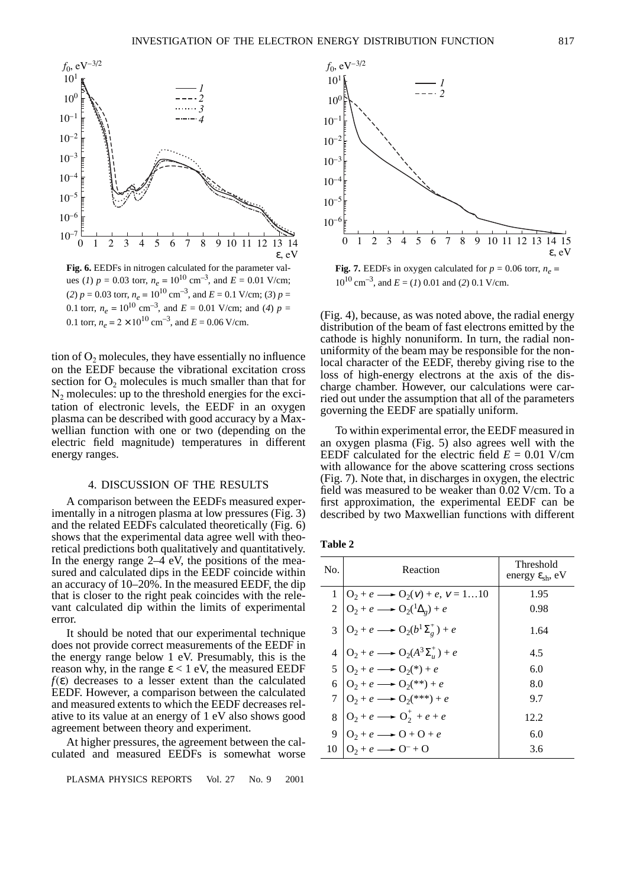**Fig. 6.** EEDFs in nitrogen calculated for the parameter values (*1*) $p$ = 0.03 torr, $n_e = 10^{10}$ cm$^{-3}$, and $E$ = 0.01 V/cm; (*2*) $p$ = 0.03 torr, $n_e = 10^{10}$ cm$^{-3}$, and $E$ = 0.1 V/cm; (*3*) $p$ = 0.1 torr, $n_e = 10^{10}$ cm$^{-3}$, and $E$ = 0.01 V/cm; and (*4*) $p$ = 0.1 torr, $n_e = 2 \times 10^{10}$ cm$^{-3}$, and $E$ = 0.06 V/cm.

**Fig. 7.** EEDFs in oxygen calculated for $p$ = 0.06 torr, $n_e = 10^{10}$ cm$^{-3}$, and $E$ = (*1*) 0.01 and (*2*) 0.1 V/cm.

tion of $O_2$ molecules, they have essentially no influence on the EEDF because the vibrational excitation cross section for $O_2$ molecules is much smaller than that for $N_2$ molecules: up to the threshold energies for the excitation of electronic levels, the EEDF in an oxygen plasma can be described with good accuracy by a Maxwellian function with one or two (depending on the electric field magnitude) temperatures in different energy ranges.

## 4. DISCUSSION OF THE RESULTS

A comparison between the EEDFs measured experimentally in a nitrogen plasma at low pressures (Fig. 3) and the related EEDFs calculated theoretically (Fig. 6) shows that the experimental data agree well with theoretical predictions both qualitatively and quantitatively. In the energy range 2–4 eV, the positions of the measured and calculated dips in the EEDF coincide within an accuracy of 10–20%. In the measured EEDF, the dip that is closer to the right peak coincides with the relevant calculated dip within the limits of experimental error.

It should be noted that our experimental technique does not provide correct measurements of the EEDF in the energy range below 1 eV. Presumably, this is the reason why, in the range $\varepsilon < 1$ eV, the measured EEDF $f(\varepsilon)$ decreases to a lesser extent than the calculated EEDF. However, a comparison between the calculated and measured extents to which the EEDF decreases relative to its value at an energy of 1 eV also shows good agreement between theory and experiment.

At higher pressures, the agreement between the calculated and measured EEDFs is somewhat worse (Fig. 4), because, as was noted above, the radial energy distribution of the beam of fast electrons emitted by the cathode is highly nonuniform. In turn, the radial nonuniformity of the beam may be responsible for the nonlocal character of the EEDF, thereby giving rise to the loss of high-energy electrons at the axis of the discharge chamber. However, our calculations were carried out under the assumption that all of the parameters governing the EEDF are spatially uniform.

To within experimental error, the EEDF measured in an oxygen plasma (Fig. 5) also agrees well with the EEDF calculated for the electric field $E$ = 0.01 V/cm with allowance for the above scattering cross sections (Fig. 7). Note that, in discharges in oxygen, the electric field was measured to be weaker than 0.02 V/cm. To a first approximation, the experimental EEDF can be described by two Maxwellian functions with different

**Table 2**

| No. | Reaction | Threshold energy $\varepsilon_{sh}$, eV |
|---|---|---|
| 1 | $O_2 + e \longrightarrow O_2(v) + e$, $v = 1\ldots10$ | 1.95 |
| 2 | $O_2 + e \longrightarrow O_2(^1\Delta_g) + e$ | 0.98 |
| 3 | $O_2 + e \longrightarrow O_2(b^1\Sigma_g^+) + e$ | 1.64 |
| 4 | $O_2 + e \longrightarrow O_2(A^3\Sigma_u^+) + e$ | 4.5 |
| 5 | $O_2 + e \longrightarrow O_2(*) + e$ | 6.0 |
| 6 | $O_2 + e \longrightarrow O_2(**) + e$ | 8.0 |
| 7 | $O_2 + e \longrightarrow O_2(***) + e$ | 9.7 |
| 8 | $O_2 + e \longrightarrow O_2^+ + e + e$ | 12.2 |
| 9 | $O_2 + e \longrightarrow O + O + e$ | 6.0 |
| 10 | $O_2 + e \longrightarrow O^- + O$ | 3.6 |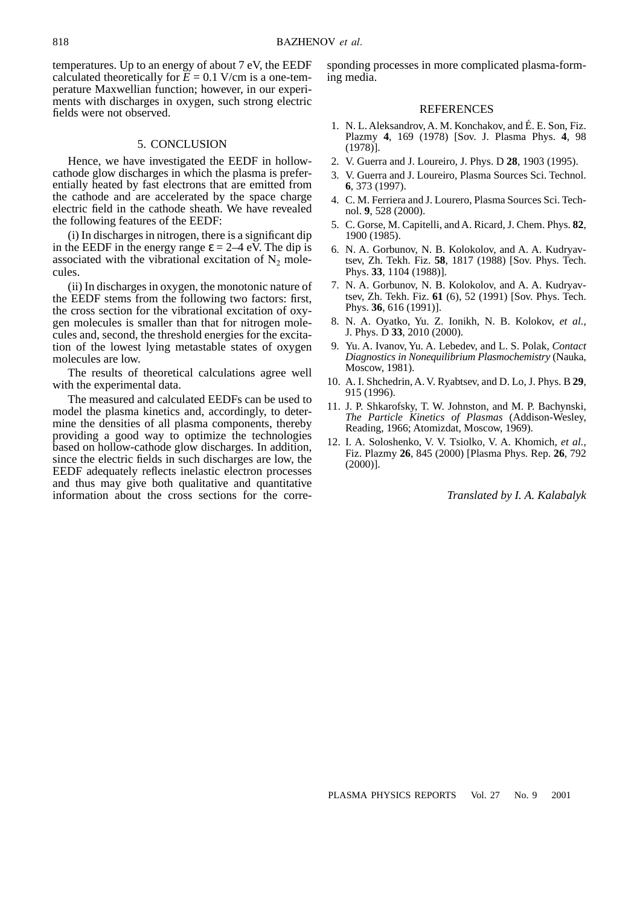temperatures. Up to an energy of about 7 eV, the EEDF calculated theoretically for $E = 0.1$ V/cm is a one-temperature Maxwellian function; however, in our experiments with discharges in oxygen, such strong electric fields were not observed.

## 5. CONCLUSION

Hence, we have investigated the EEDF in hollow-cathode glow discharges in which the plasma is preferentially heated by fast electrons that are emitted from the cathode and are accelerated by the space charge electric field in the cathode sheath. We have revealed the following features of the EEDF:

(i) In discharges in nitrogen, there is a significant dip in the EEDF in the energy range $\varepsilon = 2$–$4$ eV. The dip is associated with the vibrational excitation of $N_2$ molecules.

(ii) In discharges in oxygen, the monotonic nature of the EEDF stems from the following two factors: first, the cross section for the vibrational excitation of oxygen molecules is smaller than that for nitrogen molecules and, second, the threshold energies for the excitation of the lowest lying metastable states of oxygen molecules are low.

The results of theoretical calculations agree well with the experimental data.

The measured and calculated EEDFs can be used to model the plasma kinetics and, accordingly, to determine the densities of all plasma components, thereby providing a good way to optimize the technologies based on hollow-cathode glow discharges. In addition, since the electric fields in such discharges are low, the EEDF adequately reflects inelastic electron processes and thus may give both qualitative and quantitative information about the cross sections for the corresponding processes in more complicated plasma-forming media.

## REFERENCES

1. N. L. Aleksandrov, A. M. Konchakov, and É. E. Son, Fiz. Plazmy **4**, 169 (1978) [Sov. J. Plasma Phys. **4**, 98 (1978)].
2. V. Guerra and J. Loureiro, J. Phys. D **28**, 1903 (1995).
3. V. Guerra and J. Loureiro, Plasma Sources Sci. Technol. **6**, 373 (1997).
4. C. M. Ferriera and J. Lourero, Plasma Sources Sci. Technol. **9**, 528 (2000).
5. C. Gorse, M. Capitelli, and A. Ricard, J. Chem. Phys. **82**, 1900 (1985).
6. N. A. Gorbunov, N. B. Kolokolov, and A. A. Kudryavtsev, Zh. Tekh. Fiz. **58**, 1817 (1988) [Sov. Phys. Tech. Phys. **33**, 1104 (1988)].
7. N. A. Gorbunov, N. B. Kolokolov, and A. A. Kudryavtsev, Zh. Tekh. Fiz. **61** (6), 52 (1991) [Sov. Phys. Tech. Phys. **36**, 616 (1991)].
8. N. A. Oyatko, Yu. Z. Ionikh, N. B. Kolokov, *et al.*, J. Phys. D **33**, 2010 (2000).
9. Yu. A. Ivanov, Yu. A. Lebedev, and L. S. Polak, *Contact Diagnostics in Nonequilibrium Plasmochemistry* (Nauka, Moscow, 1981).
10. A. I. Shchedrin, A. V. Ryabtsev, and D. Lo, J. Phys. B **29**, 915 (1996).
11. J. P. Shkarofsky, T. W. Johnston, and M. P. Bachynski, *The Particle Kinetics of Plasmas* (Addison-Wesley, Reading, 1966; Atomizdat, Moscow, 1969).
12. I. A. Soloshenko, V. V. Tsiolko, V. A. Khomich, *et al.*, Fiz. Plazmy **26**, 845 (2000) [Plasma Phys. Rep. **26**, 792 (2000)].

*Translated by I. A. Kalabalyk*